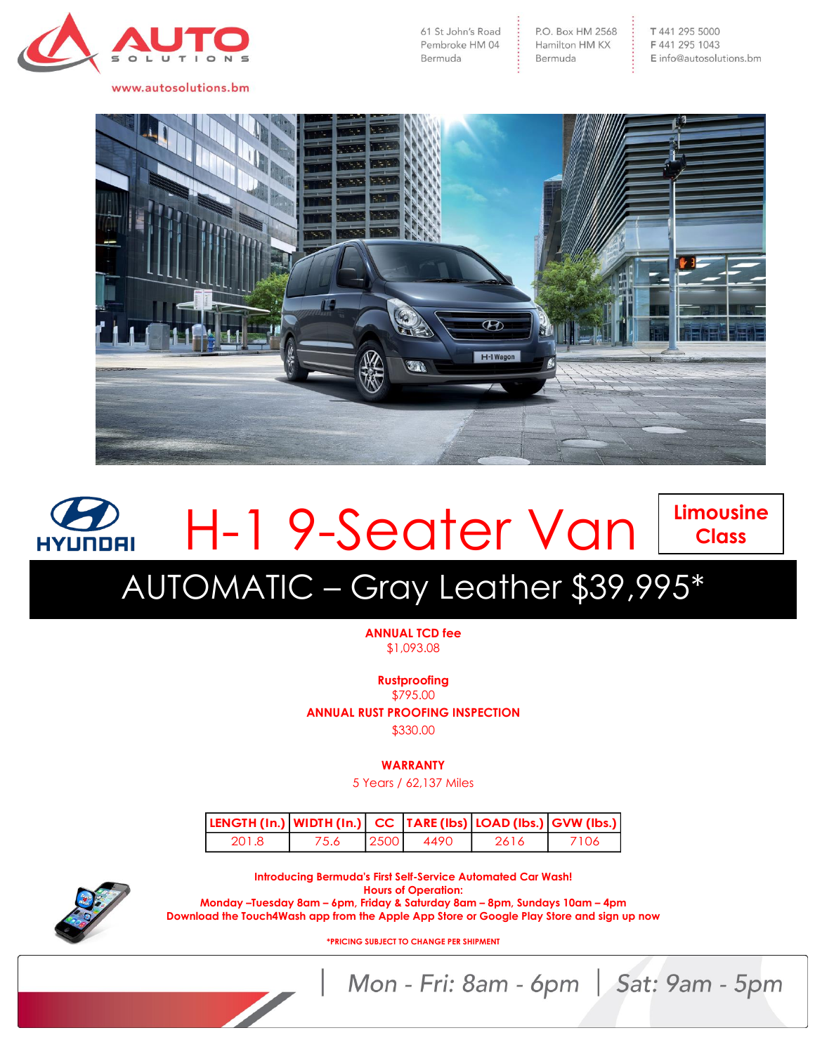AUTO SOLUTIONS

www.autosolutions.bm

61 St John's Road
Pembroke HM 04
Bermuda

P.O. Box HM 2568
Hamilton HM KX
Bermuda

T 441 295 5000
F 441 295 1043
E info@autosolutions.bm

HYUNDAI

# H-1 9-Seater Van

**Limousine Class**

## AUTOMATIC – Gray Leather $39,995*

**ANNUAL TCD fee**
$1,093.08

**Rustproofing**
$795.00

**ANNUAL RUST PROOFING INSPECTION**
$330.00

**WARRANTY**
5 Years / 62,137 Miles

| LENGTH (In.) | WIDTH (In.) | CC | TARE (lbs) | LOAD (lbs.) | GVW (lbs.) |
|---|---|---|---|---|---|
| 201.8 | 75.6 | 2500 | 4490 | 2616 | 7106 |

**Introducing Bermuda's First Self-Service Automated Car Wash!**
**Hours of Operation:**
**Monday –Tuesday 8am – 6pm, Friday & Saturday 8am – 8pm, Sundays 10am – 4pm**
**Download the Touch4Wash app from the Apple App Store or Google Play Store and sign up now**

***PRICING SUBJECT TO CHANGE PER SHIPMENT**

*Mon - Fri: 8am - 6pm | Sat: 9am - 5pm*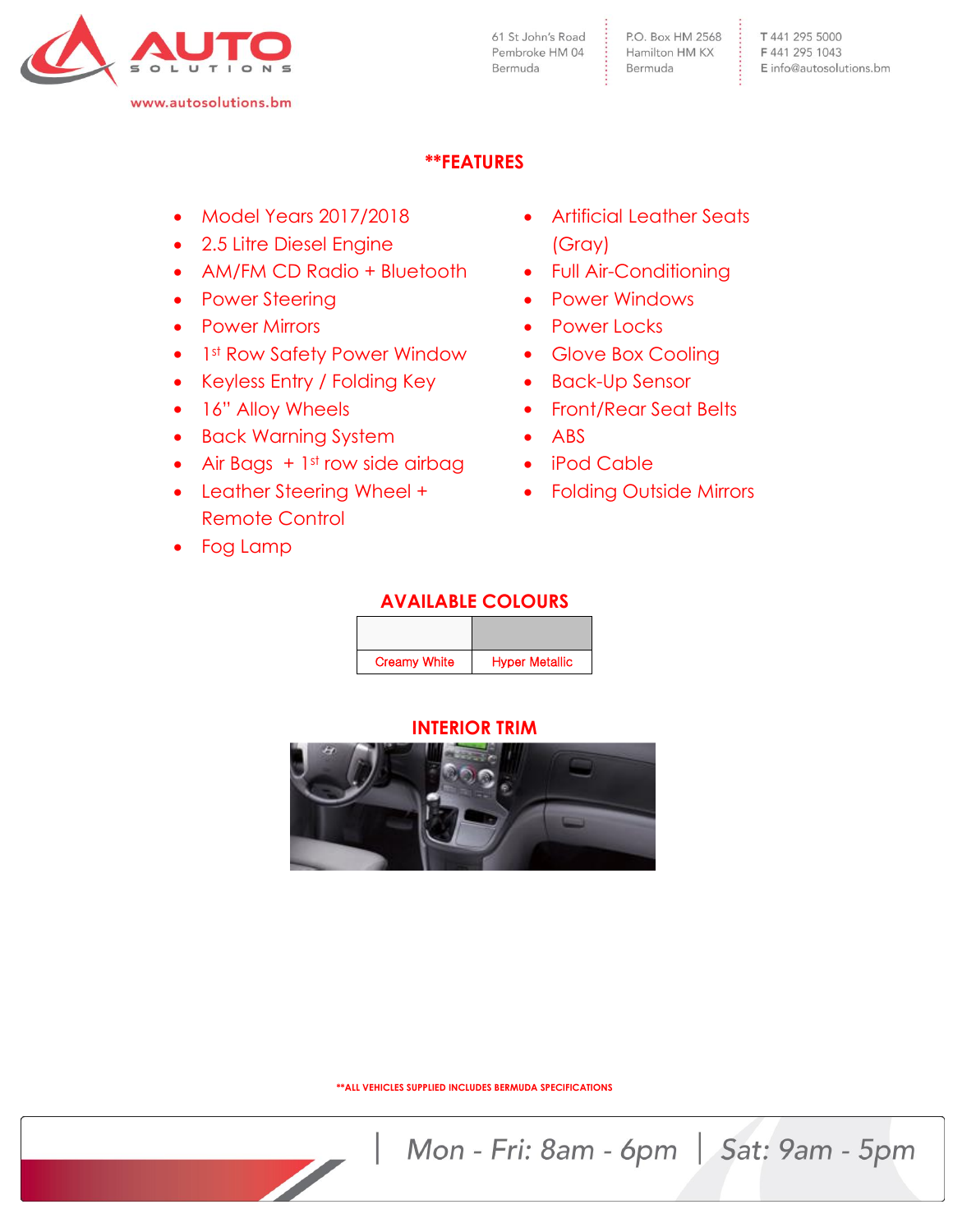## **FEATURES

- Model Years 2017/2018
- 2.5 Litre Diesel Engine
- AM/FM CD Radio + Bluetooth
- Power Steering
- Power Mirrors
- 1st Row Safety Power Window
- Keyless Entry / Folding Key
- 16" Alloy Wheels
- Back Warning System
- Air Bags + 1st row side airbag
- Leather Steering Wheel + Remote Control
- Fog Lamp
- Artificial Leather Seats (Gray)
- Full Air-Conditioning
- Power Windows
- Power Locks
- Glove Box Cooling
- Back-Up Sensor
- Front/Rear Seat Belts
- ABS
- iPod Cable
- Folding Outside Mirrors

## AVAILABLE COLOURS

| | |
|---|---|
| Creamy White | Hyper Metallic |

## INTERIOR TRIM

**ALL VEHICLES SUPPLIED INCLUDES BERMUDA SPECIFICATIONS

| Mon - Fri: 8am - 6pm | Sat: 9am - 5pm